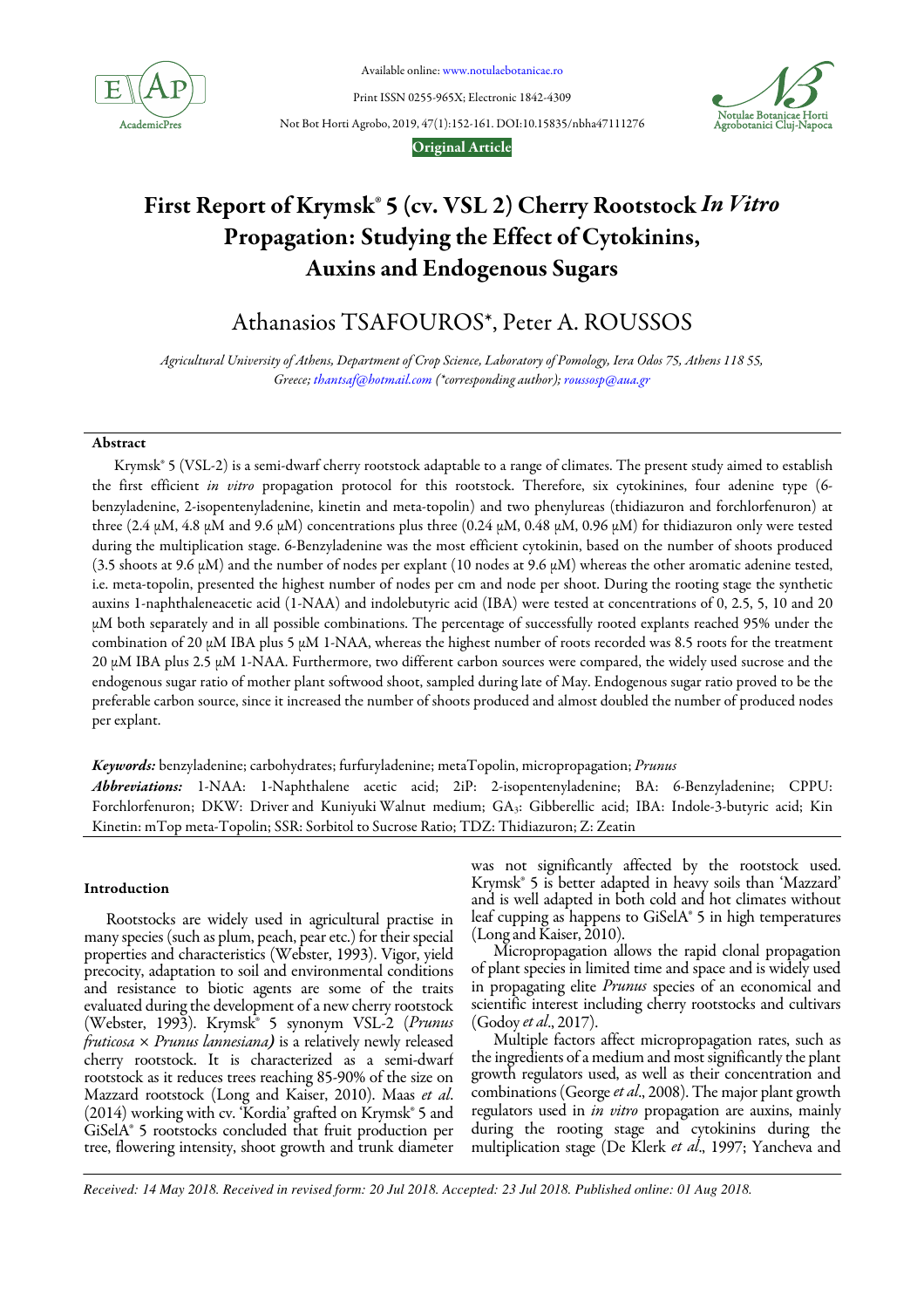# First Report of Krymsk® 5 (cv. VSL 2) Cherry Rootstock *In Vitro* Propagation: Studying the Effect of Cytokinins, Auxins and Endogenous Sugars

Athanasios TSAFOUROS*, Peter A. ROUSSOS

*Agricultural University of Athens, Department of Crop Science, Laboratory of Pomology, Iera Odos 75, Athens 118 55, Greece; thantsaf@hotmail.com (*corresponding author); roussosp@aua.gr*

## Abstract

Krymsk® 5 (VSL-2) is a semi-dwarf cherry rootstock adaptable to a range of climates. The present study aimed to establish the first efficient *in vitro* propagation protocol for this rootstock. Therefore, six cytokinines, four adenine type (6-benzyladenine, 2-isopentenyladenine, kinetin and meta-topolin) and two phenylureas (thidiazuron and forchlorfenuron) at three (2.4 μM, 4.8 μM and 9.6 μM) concentrations plus three (0.24 μM, 0.48 μM, 0.96 μM) for thidiazuron only were tested during the multiplication stage. 6-Benzyladenine was the most efficient cytokinin, based on the number of shoots produced (3.5 shoots at 9.6 μM) and the number of nodes per explant (10 nodes at 9.6 μM) whereas the other aromatic adenine tested, i.e. meta-topolin, presented the highest number of nodes per cm and node per shoot. During the rooting stage the synthetic auxins 1-naphthaleneacetic acid (1-NAA) and indolebutyric acid (IBA) were tested at concentrations of 0, 2.5, 5, 10 and 20 μM both separately and in all possible combinations. The percentage of successfully rooted explants reached 95% under the combination of 20 μM IBA plus 5 μM 1-NAA, whereas the highest number of roots recorded was 8.5 roots for the treatment 20 μM IBA plus 2.5 μM 1-NAA. Furthermore, two different carbon sources were compared, the widely used sucrose and the endogenous sugar ratio of mother plant softwood shoot, sampled during late of May. Endogenous sugar ratio proved to be the preferable carbon source, since it increased the number of shoots produced and almost doubled the number of produced nodes per explant.

***Keywords:*** benzyladenine; carbohydrates; furfuryladenine; metaTopolin, micropropagation; *Prunus*

***Abbreviations:*** 1-NAA: 1-Naphthalene acetic acid; 2iP: 2-isopentenyladenine; BA: 6-Benzyladenine; CPPU: Forchlorfenuron; DKW: Driver and Kuniyuki Walnut medium; $GA_3$: Gibberellic acid; IBA: Indole-3-butyric acid; Kin Kinetin: mTop meta-Topolin; SSR: Sorbitol to Sucrose Ratio; TDZ: Thidiazuron; Z: Zeatin

## Introduction

Rootstocks are widely used in agricultural practise in many species (such as plum, peach, pear etc.) for their special properties and characteristics (Webster, 1993). Vigor, yield precocity, adaptation to soil and environmental conditions and resistance to biotic agents are some of the traits evaluated during the development of a new cherry rootstock (Webster, 1993). Krymsk® 5 synonym VSL-2 (*Prunus fruticosa* × *Prunus lannesiana)* is a relatively newly released cherry rootstock. It is characterized as a semi-dwarf rootstock as it reduces trees reaching 85-90% of the size on Mazzard rootstock (Long and Kaiser, 2010). Maas *et al*. (2014) working with cv. 'Kordia' grafted on Krymsk® 5 and GiSelA® 5 rootstocks concluded that fruit production per tree, flowering intensity, shoot growth and trunk diameter was not significantly affected by the rootstock used. Krymsk® 5 is better adapted in heavy soils than 'Mazzard' and is well adapted in both cold and hot climates without leaf cupping as happens to GiSelA® 5 in high temperatures (Long and Kaiser, 2010).

Micropropagation allows the rapid clonal propagation of plant species in limited time and space and is widely used in propagating elite *Prunus* species of an economical and scientific interest including cherry rootstocks and cultivars (Godoy *et al*., 2017).

Multiple factors affect micropropagation rates, such as the ingredients of a medium and most significantly the plant growth regulators used, as well as their concentration and combinations (George *et al*., 2008). The major plant growth regulators used in *in vitro* propagation are auxins, mainly during the rooting stage and cytokinins during the multiplication stage (De Klerk *et al*., 1997; Yancheva and

*Received: 14 May 2018. Received in revised form: 20 Jul 2018. Accepted: 23 Jul 2018. Published online: 01 Aug 2018.*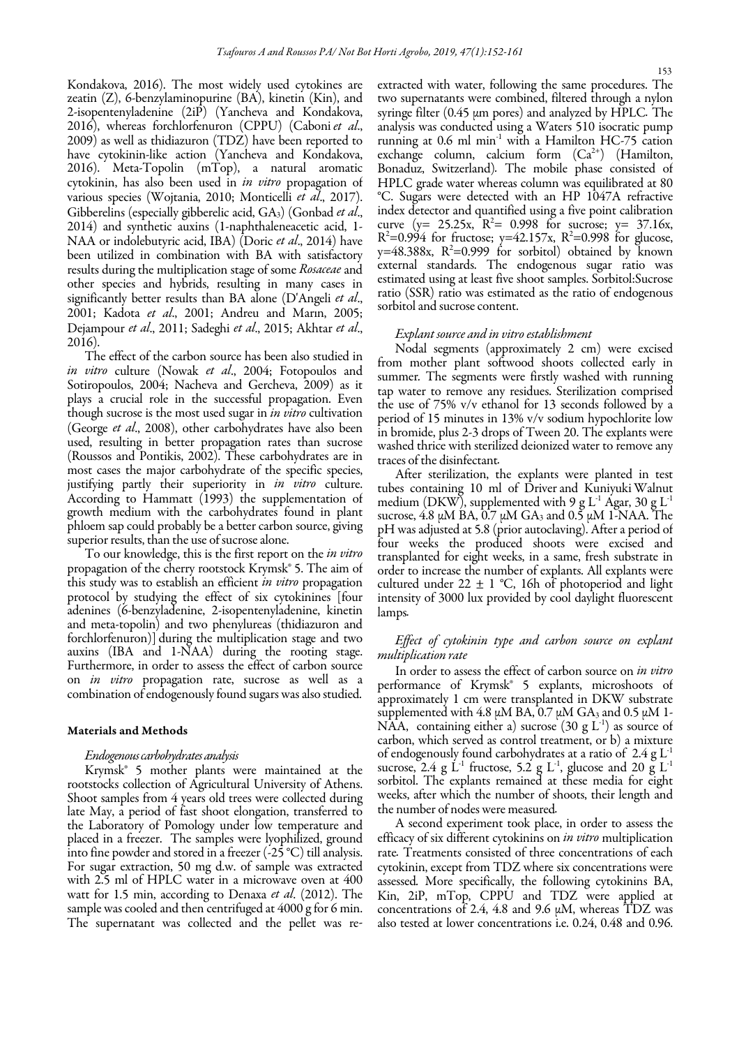Kondakova, 2016). The most widely used cytokines are zeatin (Z), 6-benzylaminopurine (BA), kinetin (Kin), and 2-isopentenyladenine (2iP) (Yancheva and Kondakova, 2016), whereas forchlorfenuron (CPPU) (Caboni *et al*., 2009) as well as thidiazuron (TDZ) have been reported to have cytokinin-like action (Yancheva and Kondakova, 2016). Meta-Topolin (mTop), a natural aromatic cytokinin, has also been used in *in vitro* propagation of various species (Wojtania, 2010; Monticelli *et al*., 2017). Gibberelins (especially gibberelic acid, $GA_3$) (Gonbad *et al*., 2014) and synthetic auxins (1-naphthaleneacetic acid, 1-NAA or indolebutyric acid, IBA) (Doric *et al*., 2014) have been utilized in combination with BA with satisfactory results during the multiplication stage of some *Rosaceae* and other species and hybrids, resulting in many cases in significantly better results than BA alone (D'Angeli *et al*., 2001; Kadota *et al*., 2001; Andreu and Marın, 2005; Dejampour *et al*., 2011; Sadeghi *et al*., 2015; Akhtar *et al*., 2016).

The effect of the carbon source has been also studied in *in vitro* culture (Nowak *et al*., 2004; Fotopoulos and Sotiropoulos, 2004; Nacheva and Gercheva, 2009) as it plays a crucial role in the successful propagation. Even though sucrose is the most used sugar in *in vitro* cultivation (George *et al*., 2008), other carbohydrates have also been used, resulting in better propagation rates than sucrose (Roussos and Pontikis, 2002). These carbohydrates are in most cases the major carbohydrate of the specific species, justifying partly their superiority in *in vitro* culture. According to Hammatt (1993) the supplementation of growth medium with the carbohydrates found in plant phloem sap could probably be a better carbon source, giving superior results, than the use of sucrose alone.

To our knowledge, this is the first report on the *in vitro* propagation of the cherry rootstock Krymsk® 5. The aim of this study was to establish an efficient *in vitro* propagation protocol by studying the effect of six cytokinines [four adenines (6-benzyladenine, 2-isopentenyladenine, kinetin and meta-topolin) and two phenylureas (thidiazuron and forchlorfenuron)] during the multiplication stage and two auxins (IBA and 1-NAA) during the rooting stage. Furthermore, in order to assess the effect of carbon source on *in vitro* propagation rate, sucrose as well as a combination of endogenously found sugars was also studied.

## Materials and Methods

### *Endogenous carbohydrates analysis*

Krymsk® 5 mother plants were maintained at the rootstocks collection of Agricultural University of Athens. Shoot samples from 4 years old trees were collected during late May, a period of fast shoot elongation, transferred to the Laboratory of Pomology under low temperature and placed in a freezer. The samples were lyophilized, ground into fine powder and stored in a freezer (-25 °C) till analysis. For sugar extraction, 50 mg d.w. of sample was extracted with 2.5 ml of HPLC water in a microwave oven at 400 watt for 1.5 min, according to Denaxa *et al*. (2012). The sample was cooled and then centrifuged at 4000 g for 6 min. The supernatant was collected and the pellet was re-extracted with water, following the same procedures. The two supernatants were combined, filtered through a nylon syringe filter (0.45 μm pores) and analyzed by HPLC. The analysis was conducted using a Waters 510 isocratic pump running at 0.6 ml $min^{-1}$ with a Hamilton HC-75 cation exchange column, calcium form ($Ca^{2+}$) (Hamilton, Bonaduz, Switzerland). The mobile phase consisted of HPLC grade water whereas column was equilibrated at 80 °C. Sugars were detected with an HP 1047A refractive index detector and quantified using a five point calibration curve (y= 25.25x, $R^2$= 0.998 for sucrose; y= 37.16x, $R^2$=0.994 for fructose; y=42.157x, $R^2$=0.998 for glucose, y=48.388x, $R^2$=0.999 for sorbitol) obtained by known external standards. The endogenous sugar ratio was estimated using at least five shoot samples. Sorbitol:Sucrose ratio (SSR) ratio was estimated as the ratio of endogenous sorbitol and sucrose content.

### *Explant source and in vitro establishment*

Nodal segments (approximately 2 cm) were excised from mother plant softwood shoots collected early in summer. The segments were firstly washed with running tap water to remove any residues. Sterilization comprised the use of 75% v/v ethanol for 13 seconds followed by a period of 15 minutes in 13% v/v sodium hypochlorite low in bromide, plus 2-3 drops of Tween 20. The explants were washed thrice with sterilized deionized water to remove any traces of the disinfectant.

After sterilization, the explants were planted in test tubes containing 10 ml of Driver and Kuniyuki Walnut medium (DKW), supplemented with 9 g $L^{-1}$ Agar, 30 g $L^{-1}$ sucrose, 4.8 μM BA, 0.7 μM $GA_3$ and 0.5 μM 1-NAA. The pH was adjusted at 5.8 (prior autoclaving). After a period of four weeks the produced shoots were excised and transplanted for eight weeks, in a same, fresh substrate in order to increase the number of explants. All explants were cultured under 22 ± 1 °C, 16h of photoperiod and light intensity of 3000 lux provided by cool daylight fluorescent lamps.

### *Effect of cytokinin type and carbon source on explant multiplication rate*

In order to assess the effect of carbon source on *in vitro* performance of Krymsk® 5 explants, microshoots of approximately 1 cm were transplanted in DKW substrate supplemented with 4.8 μM BA, 0.7 μM $GA_3$ and 0.5 μM 1-NAA, containing either a) sucrose (30 g $L^{-1}$) as source of carbon, which served as control treatment, or b) a mixture of endogenously found carbohydrates at a ratio of 2.4 g $L^{-1}$ sucrose, 2.4 g $L^{-1}$ fructose, 5.2 g $L^{-1}$, glucose and 20 g $L^{-1}$ sorbitol. The explants remained at these media for eight weeks, after which the number of shoots, their length and the number of nodes were measured.

A second experiment took place, in order to assess the efficacy of six different cytokinins on *in vitro* multiplication rate. Treatments consisted of three concentrations of each cytokinin, except from TDZ where six concentrations were assessed. More specifically, the following cytokinins BA, Kin, 2iP, mTop, CPPU and TDZ were applied at concentrations of 2.4, 4.8 and 9.6 μM, whereas TDZ was also tested at lower concentrations i.e. 0.24, 0.48 and 0.96.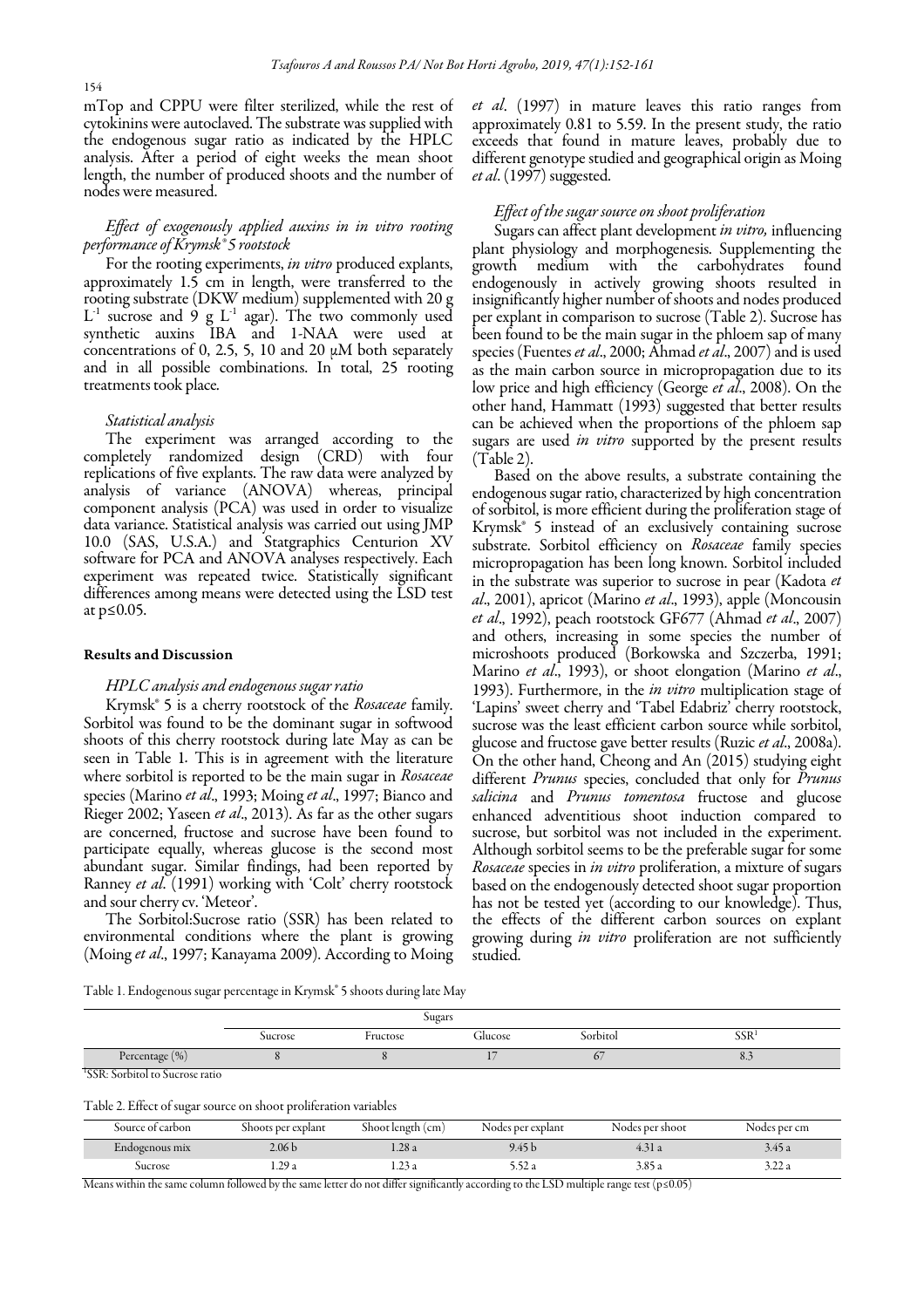mTop and CPPU were filter sterilized, while the rest of cytokinins were autoclaved. The substrate was supplied with the endogenous sugar ratio as indicated by the HPLC analysis. After a period of eight weeks the mean shoot length, the number of produced shoots and the number of nodes were measured.

### *Effect of exogenously applied auxins in in vitro rooting performance of Krymsk® 5 rootstock*

For the rooting experiments, *in vitro* produced explants, approximately 1.5 cm in length, were transferred to the rooting substrate (DKW medium) supplemented with 20 g $L^{-1}$ sucrose and 9 g $L^{-1}$ agar). The two commonly used synthetic auxins IBA and 1-NAA were used at concentrations of 0, 2.5, 5, 10 and 20 μM both separately and in all possible combinations. In total, 25 rooting treatments took place.

### *Statistical analysis*

The experiment was arranged according to the completely randomized design (CRD) with four replications of five explants. The raw data were analyzed by analysis of variance (ANOVA) whereas, principal component analysis (PCA) was used in order to visualize data variance. Statistical analysis was carried out using JMP 10.0 (SAS, U.S.A.) and Statgraphics Centurion XV software for PCA and ANOVA analyses respectively. Each experiment was repeated twice. Statistically significant differences among means were detected using the LSD test at $p \leq 0.05$.

## Results and Discussion

### *HPLC analysis and endogenous sugar ratio*

Krymsk® 5 is a cherry rootstock of the *Rosaceae* family. Sorbitol was found to be the dominant sugar in softwood shoots of this cherry rootstock during late May as can be seen in Table 1. This is in agreement with the literature where sorbitol is reported to be the main sugar in *Rosaceae* species (Marino *et al*., 1993; Moing *et al*., 1997; Bianco and Rieger 2002; Yaseen *et al*., 2013). As far as the other sugars are concerned, fructose and sucrose have been found to participate equally, whereas glucose is the second most abundant sugar. Similar findings, had been reported by Ranney *et al*. (1991) working with 'Colt' cherry rootstock and sour cherry cv. 'Meteor'.

The Sorbitol:Sucrose ratio (SSR) has been related to environmental conditions where the plant is growing (Moing *et al*., 1997; Kanayama 2009). According to Moing *et al*. (1997) in mature leaves this ratio ranges from approximately 0.81 to 5.59. In the present study, the ratio exceeds that found in mature leaves, probably due to different genotype studied and geographical origin as Moing *et al*. (1997) suggested.

### *Effect of the sugar source on shoot proliferation*

Sugars can affect plant development *in vitro,* influencing plant physiology and morphogenesis. Supplementing the growth medium with the carbohydrates found endogenously in actively growing shoots resulted in insignificantly higher number of shoots and nodes produced per explant in comparison to sucrose (Table 2). Sucrose has been found to be the main sugar in the phloem sap of many species (Fuentes *et al*., 2000; Ahmad *et al*., 2007) and is used as the main carbon source in micropropagation due to its low price and high efficiency (George *et al*., 2008). On the other hand, Hammatt (1993) suggested that better results can be achieved when the proportions of the phloem sap sugars are used *in vitro* supported by the present results (Table 2).

Based on the above results, a substrate containing the endogenous sugar ratio, characterized by high concentration of sorbitol, is more efficient during the proliferation stage of Krymsk® 5 instead of an exclusively containing sucrose substrate. Sorbitol efficiency on *Rosaceae* family species micropropagation has been long known. Sorbitol included in the substrate was superior to sucrose in pear (Kadota *et al*., 2001), apricot (Marino *et al*., 1993), apple (Moncousin *et al*., 1992), peach rootstock GF677 (Ahmad *et al*., 2007) and others, increasing in some species the number of microshoots produced (Borkowska and Szczerba, 1991; Marino *et al*., 1993), or shoot elongation (Marino *et al*., 1993). Furthermore, in the *in vitro* multiplication stage of 'Lapins' sweet cherry and 'Tabel Edabriz' cherry rootstock, sucrose was the least efficient carbon source while sorbitol, glucose and fructose gave better results (Ruzic *et al*., 2008a). On the other hand, Cheong and An (2015) studying eight different *Prunus* species, concluded that only for *Prunus salicina* and *Prunus tomentosa* fructose and glucose enhanced adventitious shoot induction compared to sucrose, but sorbitol was not included in the experiment. Although sorbitol seems to be the preferable sugar for some *Rosaceae* species in *in vitro* proliferation, a mixture of sugars based on the endogenously detected shoot sugar proportion has not be tested yet (according to our knowledge). Thus, the effects of the different carbon sources on explant growing during *in vitro* proliferation are not sufficiently studied.

Table 1. Endogenous sugar percentage in Krymsk® 5 shoots during late May

| | Sugars | | | | |
|---|---|---|---|---|---|
| | Sucrose | Fructose | Glucose | Sorbitol | SSR[1] |
| Percentage (%) | 8 | 8 | 17 | 67 | 8.3 |

[1]SSR: Sorbitol to Sucrose ratio

Table 2. Effect of sugar source on shoot proliferation variables

| Source of carbon | Shoots per explant | Shoot length (cm) | Nodes per explant | Nodes per shoot | Nodes per cm |
|---|---|---|---|---|---|
| Endogenous mix | 2.06 b | 1.28 a | 9.45 b | 4.31 a | 3.45 a |
| Sucrose | 1.29 a | 1.23 a | 5.52 a | 3.85 a | 3.22 a |

Means within the same column followed by the same letter do not differ significantly according to the LSD multiple range test ($p \leq 0.05$)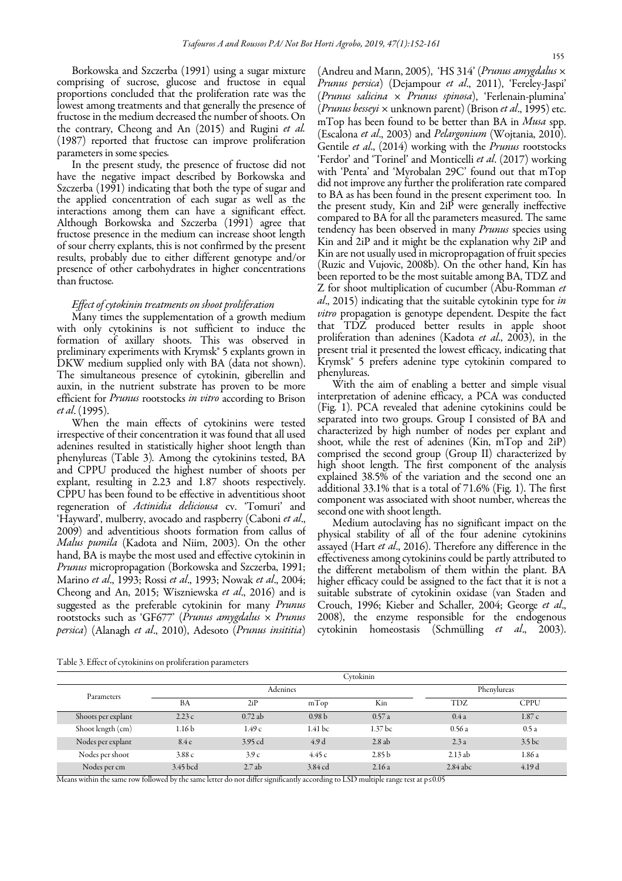Borkowska and Szczerba (1991) using a sugar mixture comprising of sucrose, glucose and fructose in equal proportions concluded that the proliferation rate was the lowest among treatments and that generally the presence of fructose in the medium decreased the number of shoots. On the contrary, Cheong and An (2015) and Rugini *et al.* (1987) reported that fructose can improve proliferation parameters in some species.

In the present study, the presence of fructose did not have the negative impact described by Borkowska and Szczerba (1991) indicating that both the type of sugar and the applied concentration of each sugar as well as the interactions among them can have a significant effect. Although Borkowska and Szczerba (1991) agree that fructose presence in the medium can increase shoot length of sour cherry explants, this is not confirmed by the present results, probably due to either different genotype and/or presence of other carbohydrates in higher concentrations than fructose.

*Effect of cytokinin treatments on shoot proliferation*

Many times the supplementation of a growth medium with only cytokinins is not sufficient to induce the formation of axillary shoots. This was observed in preliminary experiments with Krymsk® 5 explants grown in DKW medium supplied only with BA (data not shown). The simultaneous presence of cytokinin, giberellin and auxin, in the nutrient substrate has proven to be more efficient for *Prunus* rootstocks *in vitro* according to Brison *et al*. (1995).

When the main effects of cytokinins were tested irrespective of their concentration it was found that all used adenines resulted in statistically higher shoot length than phenylureas (Table 3). Among the cytokinins tested, BA and CPPU produced the highest number of shoots per explant, resulting in 2.23 and 1.87 shoots respectively. CPPU has been found to be effective in adventitious shoot regeneration of *Actinidia deliciosa* cv. 'Tomuri' and 'Hayward', mulberry, avocado and raspberry (Caboni *et al*., 2009) and adventitious shoots formation from callus of *Malus pumila* (Kadota and Niim, 2003). On the other hand, BA is maybe the most used and effective cytokinin in *Prunus* micropropagation (Borkowska and Szczerba, 1991; Marino *et al*., 1993; Rossi *et al*., 1993; Nowak *et al*., 2004; Cheong and An, 2015; Wiszniewska *et al*., 2016) and is suggested as the preferable cytokinin for many *Prunus* rootstocks such as 'GF677' (*Prunus amygdalus* × *Prunus persica*) (Alanagh *et al*., 2010), Adesoto (*Prunus insititia*) (Andreu and Marın, 2005), 'HS 314' (*Prunus amygdalus* × *Prunus persica*) (Dejampour *et al*., 2011), 'Fereley-Jaspi' (*Prunus salicina* × *Prunus spinosa*), 'Ferlenain-plumina' (*Prunus besseyi* × unknown parent) (Brison *et al*., 1995) etc. mTop has been found to be better than BA in *Musa* spp. (Escalona *et al*., 2003) and *Pelargonium* (Wojtania, 2010). Gentile *et al*., (2014) working with the *Prunus* rootstocks 'Ferdor' and 'Torinel' and Monticelli *et al*. (2017) working with 'Penta' and 'Myrobalan 29C' found out that mTop did not improve any further the proliferation rate compared to BA as has been found in the present experiment too. In the present study, Kin and 2iP were generally ineffective compared to BA for all the parameters measured. The same tendency has been observed in many *Prunus* species using Kin and 2iP and it might be the explanation why 2iP and Kin are not usually used in micropropagation of fruit species (Ruzic and Vujovic, 2008b). On the other hand, Kin has been reported to be the most suitable among BA, TDZ and Z for shoot multiplication of cucumber (Abu-Romman *et al*., 2015) indicating that the suitable cytokinin type for *in vitro* propagation is genotype dependent. Despite the fact that TDZ produced better results in apple shoot proliferation than adenines (Kadota *et al*., 2003), in the present trial it presented the lowest efficacy, indicating that Krymsk® 5 prefers adenine type cytokinin compared to phenylureas.

With the aim of enabling a better and simple visual interpretation of adenine efficacy, a PCA was conducted (Fig. 1). PCA revealed that adenine cytokinins could be separated into two groups. Group I consisted of BA and characterized by high number of nodes per explant and shoot, while the rest of adenines (Kin, mTop and 2iP) comprised the second group (Group II) characterized by high shoot length. The first component of the analysis explained 38.5% of the variation and the second one an additional 33.1% that is a total of 71.6% (Fig. 1). The first component was associated with shoot number, whereas the second one with shoot length.

Medium autoclaving has no significant impact on the physical stability of all of the four adenine cytokinins assayed (Hart *et al*., 2016). Therefore any difference in the effectiveness among cytokinins could be partly attributed to the different metabolism of them within the plant. BA higher efficacy could be assigned to the fact that it is not a suitable substrate of cytokinin oxidase (van Staden and Crouch, 1996; Kieber and Schaller, 2004; George *et al*., 2008), the enzyme responsible for the endogenous cytokinin homeostasis (Schmülling *et al*., 2003).

Table 3. Effect of cytokinins on proliferation parameters

| Parameters | Cytokinin | | | | | |
|---|---|---|---|---|---|---|
| | Adenines | | | | Phenylureas | |
| | BA | 2iP | mTop | Kin | TDZ | CPPU |
| Shoots per explant | 2.23 c | 0.72 ab | 0.98 b | 0.57 a | 0.4 a | 1.87 c |
| Shoot length (cm) | 1.16 b | 1.49 c | 1.41 bc | 1.37 bc | 0.56 a | 0.5 a |
| Nodes per explant | 8.4 e | 3.95 cd | 4.9 d | 2.8 ab | 2.3 a | 3.5 bc |
| Nodes per shoot | 3.88 c | 3.9 c | 4.45 c | 2.85 b | 2.13 ab | 1.86 a |
| Nodes per cm | 3.45 bcd | 2.7 ab | 3.84 cd | 2.16 a | 2.84 abc | 4.19 d |

Means within the same row followed by the same letter do not differ significantly according to LSD multiple range test at $p \leq 0.05$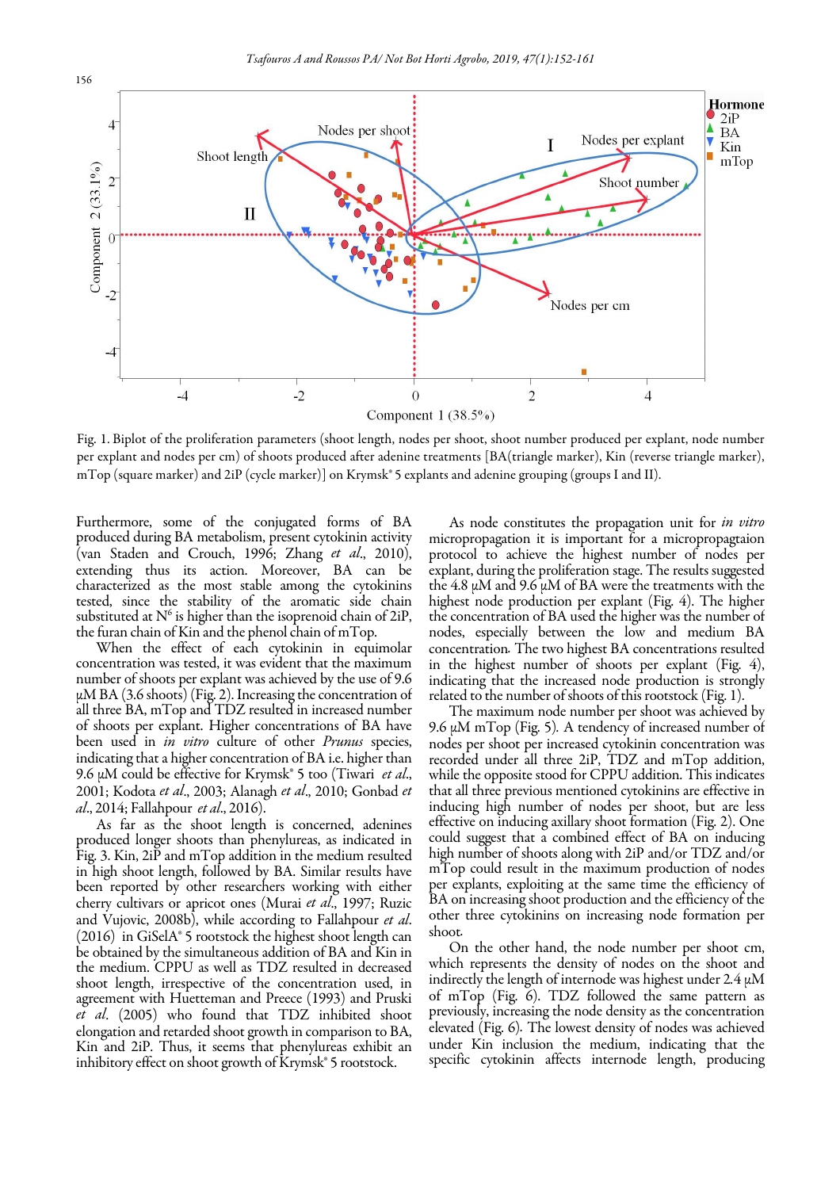Fig. 1. Biplot of the proliferation parameters (shoot length, nodes per shoot, shoot number produced per explant, node number per explant and nodes per cm) of shoots produced after adenine treatments [BA(triangle marker), Kin (reverse triangle marker), mTop (square marker) and 2iP (cycle marker)] on Krymsk® 5 explants and adenine grouping (groups I and II).

Furthermore, some of the conjugated forms of BA produced during BA metabolism, present cytokinin activity (van Staden and Crouch, 1996; Zhang *et al*., 2010), extending thus its action. Moreover, BA can be characterized as the most stable among the cytokinins tested, since the stability of the aromatic side chain substituted at $N^6$ is higher than the isoprenoid chain of 2iP, the furan chain of Kin and the phenol chain of mTop.

When the effect of each cytokinin in equimolar concentration was tested, it was evident that the maximum number of shoots per explant was achieved by the use of 9.6 μM BA (3.6 shoots) (Fig. 2). Increasing the concentration of all three BA, mTop and TDZ resulted in increased number of shoots per explant. Higher concentrations of BA have been used in *in vitro* culture of other *Prunus* species, indicating that a higher concentration of BA i.e. higher than 9.6 μM could be effective for Krymsk® 5 too (Tiwari *et al*., 2001; Kodota *et al*., 2003; Alanagh *et al*., 2010; Gonbad *et al*., 2014; Fallahpour *et al*., 2016).

As far as the shoot length is concerned, adenines produced longer shoots than phenylureas, as indicated in Fig. 3. Kin, 2iP and mTop addition in the medium resulted in high shoot length, followed by BA. Similar results have been reported by other researchers working with either cherry cultivars or apricot ones (Murai *et al*., 1997; Ruzic and Vujovic, 2008b), while according to Fallahpour *et al*. (2016) in GiSelA® 5 rootstock the highest shoot length can be obtained by the simultaneous addition of BA and Kin in the medium. CPPU as well as TDZ resulted in decreased shoot length, irrespective of the concentration used, in agreement with Huetteman and Preece (1993) and Pruski *et al*. (2005) who found that TDZ inhibited shoot elongation and retarded shoot growth in comparison to BA, Kin and 2iP. Thus, it seems that phenylureas exhibit an inhibitory effect on shoot growth of Krymsk® 5 rootstock.

As node constitutes the propagation unit for *in vitro* micropropagation it is important for a micropropagtaion protocol to achieve the highest number of nodes per explant, during the proliferation stage. The results suggested the 4.8 μM and 9.6 μM of BA were the treatments with the highest node production per explant (Fig. 4). The higher the concentration of BA used the higher was the number of nodes, especially between the low and medium BA concentration. The two highest BA concentrations resulted in the highest number of shoots per explant (Fig. 4), indicating that the increased node production is strongly related to the number of shoots of this rootstock (Fig. 1).

The maximum node number per shoot was achieved by 9.6 μM mTop (Fig. 5). A tendency of increased number of nodes per shoot per increased cytokinin concentration was recorded under all three 2iP, TDZ and mTop addition, while the opposite stood for CPPU addition. This indicates that all three previous mentioned cytokinins are effective in inducing high number of nodes per shoot, but are less effective on inducing axillary shoot formation (Fig. 2). One could suggest that a combined effect of BA on inducing high number of shoots along with 2iP and/or TDZ and/or mTop could result in the maximum production of nodes per explants, exploiting at the same time the efficiency of BA on increasing shoot production and the efficiency of the other three cytokinins on increasing node formation per shoot.

On the other hand, the node number per shoot cm, which represents the density of nodes on the shoot and indirectly the length of internode was highest under 2.4 μM of mTop (Fig. 6). TDZ followed the same pattern as previously, increasing the node density as the concentration elevated (Fig. 6). The lowest density of nodes was achieved under Kin inclusion the medium, indicating that the specific cytokinin affects internode length, producing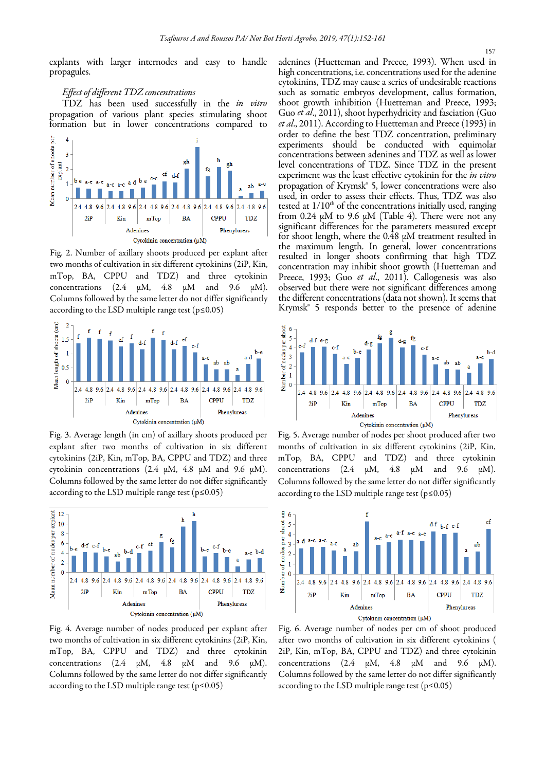explants with larger internodes and easy to handle propagules.

*Effect of different TDZ concentrations*

TDZ has been used successfully in the *in vitro* propagation of various plant species stimulating shoot formation but in lower concentrations compared to adenines (Huetteman and Preece, 1993). When used in high concentrations, i.e. concentrations used for the adenine cytokinins, TDZ may cause a series of undesirable reactions such as somatic embryos development, callus formation, shoot growth inhibition (Huetteman and Preece, 1993; Guo *et al.*, 2011), shoot hyperhydricity and fasciation (Guo *et al.*, 2011). According to Huetteman and Preece (1993) in order to define the best TDZ concentration, preliminary experiments should be conducted with equimolar concentrations between adenines and TDZ as well as lower level concentrations of TDZ. Since TDZ in the present experiment was the least effective cytokinin for the *in vitro* propagation of Krymsk® 5, lower concentrations were also used, in order to assess their effects. Thus, TDZ was also tested at 1/10th of the concentrations initially used, ranging from 0.24 μM to 9.6 μM (Table 4). There were not any significant differences for the parameters measured except for shoot length, where the 0.48 μM treatment resulted in the maximum length. In general, lower concentrations resulted in longer shoots confirming that high TDZ concentration may inhibit shoot growth (Huetteman and Preece, 1993; Guo *et al.*, 2011). Callogenesis was also observed but there were not significant differences among the different concentrations (data not shown). It seems that Krymsk® 5 responds better to the presence of adenine

Fig. 2. Number of axillary shoots produced per explant after two months of cultivation in six different cytokinins (2iP, Kin, mTop, BA, CPPU and TDZ) and three cytokinin concentrations (2.4 μM, 4.8 μM and 9.6 μM). Columns followed by the same letter do not differ significantly according to the LSD multiple range test (p≤0.05)

Fig. 3. Average length (in cm) of axillary shoots produced per explant after two months of cultivation in six different cytokinins (2iP, Kin, mTop, BA, CPPU and TDZ) and three cytokinin concentrations (2.4 μM, 4.8 μM and 9.6 μM). Columns followed by the same letter do not differ significantly according to the LSD multiple range test (p≤0.05)

Fig. 4. Average number of nodes produced per explant after two months of cultivation in six different cytokinins (2iP, Kin, mTop, BA, CPPU and TDZ) and three cytokinin concentrations (2.4 μM, 4.8 μM and 9.6 μM). Columns followed by the same letter do not differ significantly according to the LSD multiple range test (p≤0.05)

Fig. 5. Average number of nodes per shoot produced after two months of cultivation in six different cytokinins (2iP, Kin, mTop, BA, CPPU and TDZ) and three cytokinin concentrations (2.4 μM, 4.8 μM and 9.6 μM). Columns followed by the same letter do not differ significantly according to the LSD multiple range test (p≤0.05)

Fig. 6. Average number of nodes per cm of shoot produced after two months of cultivation in six different cytokinins ( 2iP, Kin, mTop, BA, CPPU and TDZ) and three cytokinin concentrations (2.4 μM, 4.8 μM and 9.6 μM). Columns followed by the same letter do not differ significantly according to the LSD multiple range test (p≤0.05)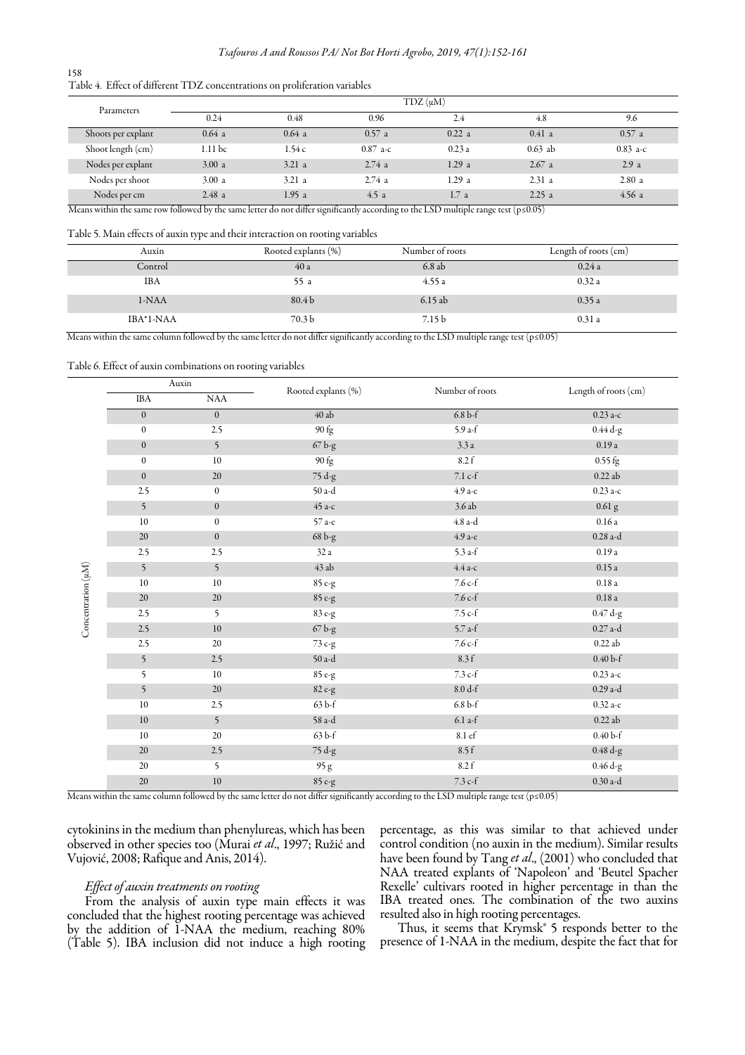Table 4. Effect of different TDZ concentrations on proliferation variables

| Parameters | TDZ (μM) | | | | | |
|---|---|---|---|---|---|---|
| | 0.24 | 0.48 | 0.96 | 2.4 | 4.8 | 9.6 |
| Shoots per explant | 0.64 a | 0.64 a | 0.57 a | 0.22 a | 0.41 a | 0.57 a |
| Shoot length (cm) | 1.11 bc | 1.54 c | 0.87 a-c | 0.23 a | 0.63 ab | 0.83 a-c |
| Nodes per explant | 3.00 a | 3.21 a | 2.74 a | 1.29 a | 2.67 a | 2.9 a |
| Nodes per shoot | 3.00 a | 3.21 a | 2.74 a | 1.29 a | 2.31 a | 2.80 a |
| Nodes per cm | 2.48 a | 1.95 a | 4.5 a | 1.7 a | 2.25 a | 4.56 a |

Means within the same row followed by the same letter do not differ significantly according to the LSD multiple range test (p≤0.05)

Table 5. Main effects of auxin type and their interaction on rooting variables

| Auxin | Rooted explants (%) | Number of roots | Length of roots (cm) |
|---|---|---|---|
| Control | 40 a | 6.8 ab | 0.24 a |
| IBA | 55 a | 4.55 a | 0.32 a |
| 1-NAA | 80.4 b | 6.15 ab | 0.35 a |
| IBA*1-NAA | 70.3 b | 7.15 b | 0.31 a |

Means within the same column followed by the same letter do not differ significantly according to the LSD multiple range test (p≤0.05)

Table 6. Effect of auxin combinations on rooting variables

| | Auxin | | Rooted explants (%) | Number of roots | Length of roots (cm) |
|---|---|---|---|---|---|
| | IBA | NAA | | | |
| Concentration (μM) | 0 | 0 | 40 ab | 6.8 b-f | 0.23 a-c |
| | 0 | 2.5 | 90 fg | 5.9 a-f | 0.44 d-g |
| | 0 | 5 | 67 b-g | 3.3 a | 0.19 a |
| | 0 | 10 | 90 fg | 8.2 f | 0.55 fg |
| | 0 | 20 | 75 d-g | 7.1 c-f | 0.22 ab |
| | 2.5 | 0 | 50 a-d | 4.9 a-e | 0.23 a-c |
| | 5 | 0 | 45 a-c | 3.6 ab | 0.61 g |
| | 10 | 0 | 57 a-e | 4.8 a-d | 0.16 a |
| | 20 | 0 | 68 b-g | 4.9 a-e | 0.28 a-d |
| | 2.5 | 2.5 | 32 a | 5.3 a-f | 0.19 a |
| | 5 | 5 | 43 ab | 4.4 a-c | 0.15 a |
| | 10 | 10 | 85 e-g | 7.6 c-f | 0.18 a |
| | 20 | 20 | 85 e-g | 7.6 c-f | 0.18 a |
| | 2.5 | 5 | 83 e-g | 7.5 c-f | 0.47 d-g |
| | 2.5 | 10 | 67 b-g | 5.7 a-f | 0.27 a-d |
| | 2.5 | 20 | 73 c-g | 7.6 c-f | 0.22 ab |
| | 5 | 2.5 | 50 a-d | 8.3 f | 0.40 b-f |
| | 5 | 10 | 85 e-g | 7.3 c-f | 0.23 a-c |
| | 5 | 20 | 82 e-g | 8.0 d-f | 0.29 a-d |
| | 10 | 2.5 | 63 b-f | 6.8 b-f | 0.32 a-e |
| | 10 | 5 | 58 a-d | 6.1 a-f | 0.22 ab |
| | 10 | 20 | 63 b-f | 8.1 ef | 0.40 b-f |
| | 20 | 2.5 | 75 d-g | 8.5 f | 0.48 d-g |
| | 20 | 5 | 95 g | 8.2 f | 0.46 d-g |
| | 20 | 10 | 85 e-g | 7.3 c-f | 0.30 a-d |

Means within the same column followed by the same letter do not differ significantly according to the LSD multiple range test (p≤0.05)

cytokinins in the medium than phenylureas, which has been observed in other species too (Murai *et al*., 1997; Ružić and Vujović, 2008; Rafique and Anis, 2014).

### *Effect of auxin treatments on rooting*

From the analysis of auxin type main effects it was concluded that the highest rooting percentage was achieved by the addition of 1-NAA the medium, reaching 80% (Table 5). IBA inclusion did not induce a high rooting percentage, as this was similar to that achieved under control condition (no auxin in the medium). Similar results have been found by Tang *et al*., (2001) who concluded that NAA treated explants of 'Napoleon' and 'Beutel Spacher Rexelle' cultivars rooted in higher percentage in than the IBA treated ones. The combination of the two auxins resulted also in high rooting percentages.

Thus, it seems that Krymsk® 5 responds better to the presence of 1-NAA in the medium, despite the fact that for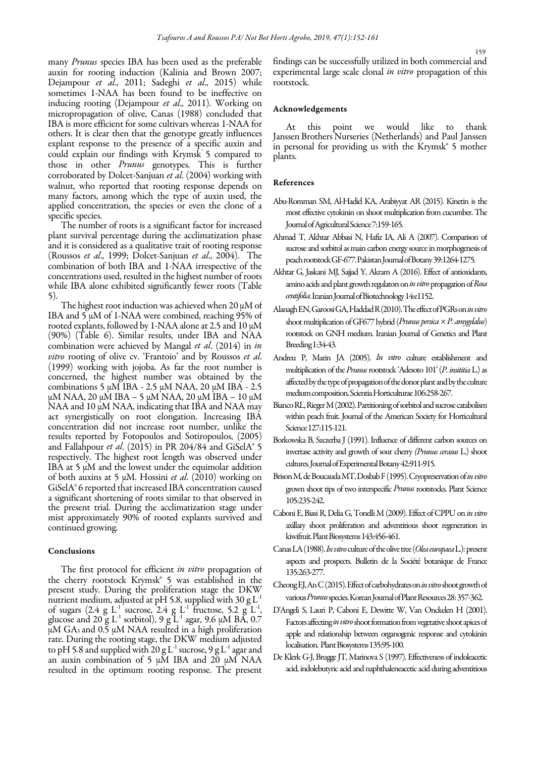many *Prunus* species IBA has been used as the preferable auxin for rooting induction (Kalinia and Brown 2007; Dejampour *et al*., 2011; Sadeghi *et al*., 2015) while sometimes 1-NAA has been found to be ineffective on inducing rooting (Dejampour *et al*., 2011). Working on micropropagation of olive, Canas (1988) concluded that IBA is more efficient for some cultivars whereas 1-NAA for others. It is clear then that the genotype greatly influences explant response to the presence of a specific auxin and could explain our findings with Krymsk® 5 compared to those in other *Prunus* genotypes. This is further corroborated by Dolcet-Sanjuan *et al*. (2004) working with walnut, who reported that rooting response depends on many factors, among which the type of auxin used, the applied concentration, the species or even the clone of a specific species.

The number of roots is a significant factor for increased plant survival percentage during the acclimatization phase and it is considered as a qualitative trait of rooting response (Roussos *et al*., 1999; Dolcet-Sanjuan *et al*., 2004). The combination of both IBA and 1-NAA irrespective of the concentrations used, resulted in the highest number of roots while IBA alone exhibited significantly fewer roots (Table 5).

The highest root induction was achieved when 20 μM of IBA and 5 μM of 1-NAA were combined, reaching 95% of rooted explants, followed by 1-NAA alone at 2.5 and 10 μM (90%) (Table 6). Similar results, under IBA and NAA combination were achieved by Mangal *et al*. (2014) in *in vitro* rooting of olive cv. 'Frantoio' and by Roussos *et al*. (1999) working with jojoba. As far the root number is concerned, the highest number was obtained by the combinations 5 μM IBA - 2.5 μM NAA, 20 μM IBA - 2.5 μM NAA, 20 μM IBA – 5 μM NAA, 20 μM IBA – 10 μM NAA and 10 μM NAA, indicating that IBA and NAA may act synergistically on root elongation. Increasing IBA concentration did not increase root number, unlike the results reported by Fotopoulos and Sotiropoulos, (2005) and Fallahpour *et al*. (2015) in PR 204/84 and GiSelA® 5 respectively. The highest root length was observed under IBA at 5 μM and the lowest under the equimolar addition of both auxins at 5 μM. Hossini *et al*. (2010) working on GiSelA® 6 reported that increased IBA concentration caused a significant shortening of roots similar to that observed in the present trial. During the acclimatization stage under mist approximately 90% of rooted explants survived and continued growing.

## Conclusions

The first protocol for efficient *in vitro* propagation of the cherry rootstock Krymsk® 5 was established in the present study. During the proliferation stage the DKW nutrient medium, adjusted at pH 5.8, supplied with 30 g $L^{-1}$ of sugars (2.4 g $L^{-1}$ sucrose, 2.4 g $L^{-1}$ fructose, 5.2 g $L^{-1}$, glucose and 20 g $L^{-1}$ sorbitol), 9 g $L^{-1}$ agar, 9.6 μM BA, 0.7 μM $GA_3$ and 0.5 μM NAA resulted in a high proliferation rate. During the rooting stage, the DKW medium adjusted to pH 5.8 and supplied with 20 g $L^{-1}$ sucrose, 9 g $L^{-1}$ agar and an auxin combination of 5 μM IBA and 20 μM NAA resulted in the optimum rooting response. The present findings can be successfully utilized in both commercial and experimental large scale clonal *in vitro* propagation of this rootstock.

## Acknowledgements

At this point we would like to thank Janssen Brothers Nurseries (Netherlands) and Paul Janssen in personal for providing us with the Krymsk® 5 mother plants.

## References

Abu-Romman SM, Al-Hadid KA, Arabiyyat AR (2015). Kinetin is the most effective cytokinin on shoot multiplication from cucumber. The Journal of Agricultural Science 7:159-165.

Ahmad T, Akhtar Abbasi N, Hafiz IA, Ali A (2007). Comparison of sucrose and sorbitol as main carbon energy source in morphogenesis of peach rootstock GF-677. Pakistan Journal of Botany 39:1264-1275.

Akhtar G, Jaskani MJ, Sajjad Y, Akram A (2016). Effect of antioxidants, amino acids and plant growth regulators on *in vitro* propagation of *Rosa centifolia*. Iranian Journal of Biotechnology 14:e1152.

Alanagh EN, Garoosi GA, Haddad R (2010). The effect of PGRs on *in vitro* shoot multiplication of GF677 hybrid (*Prunus persica* × *P. amygdalus*) rootstock on GNH medium. Iranian Journal of Genetics and Plant Breeding 1:34-43.

Andreu P, Marin JA (2005). *In vitro* culture establishment and multiplication of the *Prunus* rootstock 'Adesoto 101' (*P. insititia* L.) as affected by the type of propagation of the donor plant and by the culture medium composition. Scientia Horticulturae 106:258-267.

Bianco RL, Rieger M (2002). Partitioning of sorbitol and sucrose catabolism within peach fruit. Journal of the American Society for Horticultural Science 127:115-121.

Borkowska B, Szczerba J (1991). Influence of different carbon sources on invertase activity and growth of sour cherry *(Prunus cerasus* L.) shoot cultures. Journal of Experimental Botany 42:911-915.

Brison M, de Boucauda MT, Dosbab F (1995). Cryopreservation of *in vitro* grown shoot tips of two interspecific *Prunus* rootstocks. Plant Science 105:235-242.

Caboni E, Biasi R, Delia G, Tonelli M (2009). Effect of CPPU on *in vitro* axillary shoot proliferation and adventitious shoot regeneration in kiwifruit. Plant Biosystems 143:456-461.

Canas LA (1988). *In vitro* culture of the olive tree (*Olea europaea* L.): present aspects and prospects. Bulletin de la Société botanique de France 135:263-277.

Cheong EJ, An C (2015). Effect of carbohydrates on *in vitro* shoot growth of various *Prunus* species. Korean Journal of Plant Resources 28: 357-362.

D'Angeli S, Lauri P, Caboni E, Dewitte W, Van Onckelen H (2001). Factors affecting *in vitro* shoot formation from vegetative shoot apices of apple and relationship between organogenic response and cytokinin localisation. Plant Biosystems 135:95-100.

De Klerk G-J, Brugge JT, Marinova S (1997). Effectiveness of indoleacetic acid, indolebutyric acid and naphthaleneacetic acid during adventitious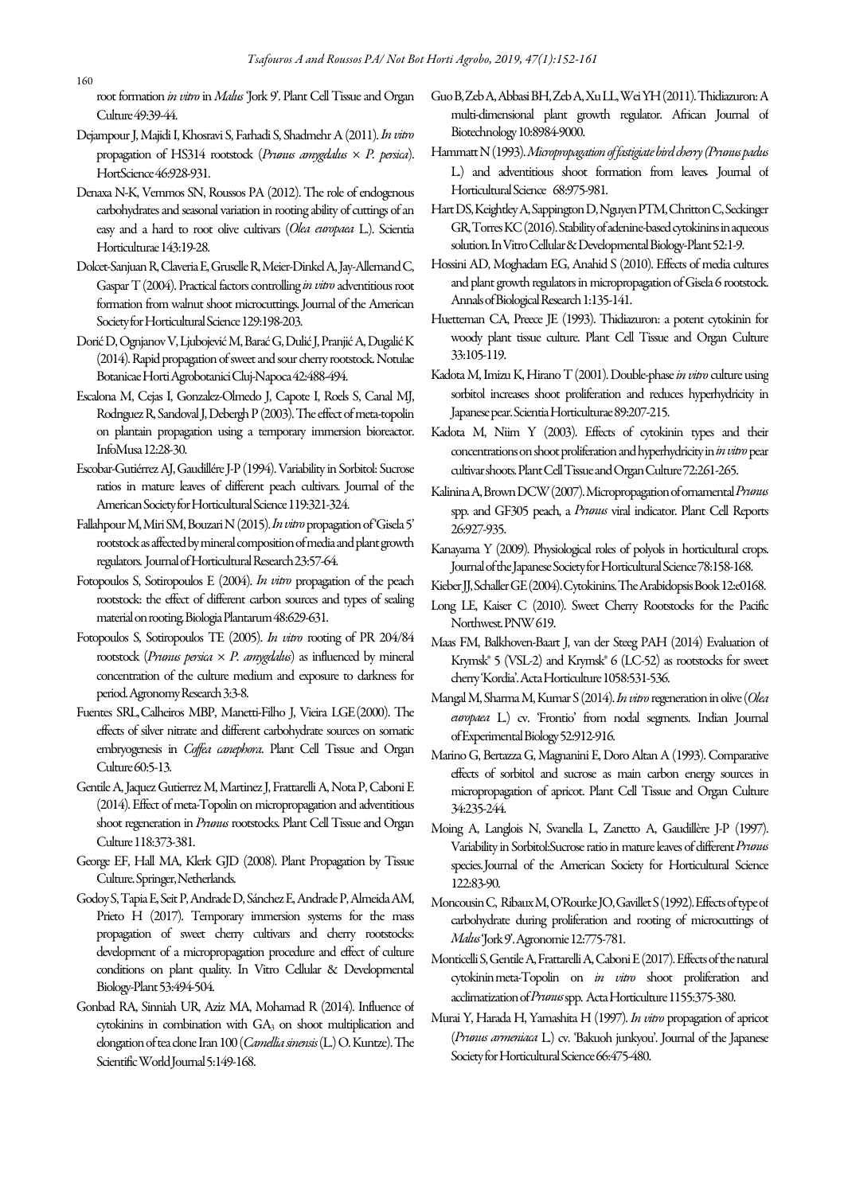root formation *in vitro* in *Malus* 'Jork 9'. Plant Cell Tissue and Organ Culture 49:39-44.

Dejampour J, Majidi I, Khosravi S, Farhadi S, Shadmehr A (2011). *In vitro* propagation of HS314 rootstock (*Prunus amygdalus* × *P. persica*). HortScience 46:928-931.

Denaxa N-K, Vemmos SN, Roussos PA (2012). The role of endogenous carbohydrates and seasonal variation in rooting ability of cuttings of an easy and a hard to root olive cultivars (*Olea europaea* L.). Scientia Horticulturae 143:19-28.

Dolcet-Sanjuan R, Claveria E, Gruselle R, Meier-Dinkel A, Jay-Allemand C, Gaspar T (2004). Practical factors controlling *in vitro* adventitious root formation from walnut shoot microcuttings. Journal of the American Society for Horticultural Science 129:198-203.

Dorić D, Ognjanov V, Ljubojević M, Barać G, Dulić J, Pranjić A, Dugalić K (2014). Rapid propagation of sweet and sour cherry rootstock. Notulae Botanicae Horti Agrobotanici Cluj-Napoca 42:488-494.

Escalona M, Cejas I, Gonzalez-Olmedo J, Capote I, Roels S, Canal MJ, Rodrıguez R, Sandoval J, Debergh P (2003). The effect of meta-topolin on plantain propagation using a temporary immersion bioreactor. InfoMusa 12:28-30.

Escobar-Gutiérrez AJ, Gaudillére J-P (1994). Variability in Sorbitol: Sucrose ratios in mature leaves of different peach cultivars. Journal of the American Society for Horticultural Science 119:321-324.

Fallahpour M, Miri SM, Bouzari N (2015). *In vitro* propagation of 'Gisela 5' rootstock as affected by mineral composition of media and plant growth regulators. Journal of Horticultural Research 23:57-64.

Fotopoulos S, Sotiropoulos E (2004). *In vitro* propagation of the peach rootstock: the effect of different carbon sources and types of sealing material on rooting. Biologia Plantarum 48:629-631.

Fotopoulos S, Sotiropoulos TE (2005). *In vitro* rooting of PR 204/84 rootstock (*Prunus persica* × *P. amygdalus*) as influenced by mineral concentration of the culture medium and exposure to darkness for period. Agronomy Research 3:3-8.

Fuentes SRL, Calheiros MBP, Manetti-Filho J, Vieira LGE (2000). The effects of silver nitrate and different carbohydrate sources on somatic embryogenesis in *Coffea canephora*. Plant Cell Tissue and Organ Culture 60:5-13.

Gentile A, Jaquez Gutierrez M, Martinez J, Frattarelli A, Nota P, Caboni E (2014). Effect of meta-Topolin on micropropagation and adventitious shoot regeneration in *Prunus* rootstocks. Plant Cell Tissue and Organ Culture 118:373-381.

George EF, Hall MA, Klerk GJD (2008). Plant Propagation by Tissue Culture. Springer, Netherlands.

Godoy S, Tapia E, Seit P, Andrade D, Sánchez E, Andrade P, Almeida AM, Prieto H (2017). Temporary immersion systems for the mass propagation of sweet cherry cultivars and cherry rootstocks: development of a micropropagation procedure and effect of culture conditions on plant quality. In Vitro Cellular & Developmental Biology-Plant 53:494-504.

Gonbad RA, Sinniah UR, Aziz MA, Mohamad R (2014). Influence of cytokinins in combination with $GA_3$ on shoot multiplication and elongation of tea clone Iran 100 (*Camellia sinensis* (L.) O. Kuntze). The Scientific World Journal 5:149-168.

Guo B, Zeb A, Abbasi BH, Zeb A, Xu LL, Wei YH (2011). Thidiazuron: A multi-dimensional plant growth regulator. African Journal of Biotechnology 10:8984-9000.

Hammatt N (1993). *Micropropagation of fastigiate bird cherry (Prunus padus* L.) and adventitious shoot formation from leaves. Journal of Horticultural Science 68:975-981.

Hart DS, Keightley A, Sappington D, Nguyen PTM, Chritton C, Seckinger GR, Torres KC (2016). Stability of adenine-based cytokinins in aqueous solution. In Vitro Cellular & Developmental Biology-Plant 52:1-9.

Hossini AD, Moghadam EG, Anahid S (2010). Effects of media cultures and plant growth regulators in micropropagation of Gisela 6 rootstock. Annals of Biological Research 1:135-141.

Huetteman CA, Preece JE (1993). Thidiazuron: a potent cytokinin for woody plant tissue culture. Plant Cell Tissue and Organ Culture 33:105-119.

Kadota M, Imizu K, Hirano T (2001). Double-phase *in vitro* culture using sorbitol increases shoot proliferation and reduces hyperhydricity in Japanese pear. Scientia Horticulturae 89:207-215.

Kadota M, Niim Y (2003). Effects of cytokinin types and their concentrations on shoot proliferation and hyperhydricity in *in vitro* pear cultivar shoots. Plant Cell Tissue and Organ Culture 72:261-265.

Kalinina A, Brown DCW (2007). Micropropagation of ornamental *Prunus* spp. and GF305 peach, a *Prunus* viral indicator. Plant Cell Reports 26:927-935.

Kanayama Y (2009). Physiological roles of polyols in horticultural crops. Journal of the Japanese Society for Horticultural Science 78:158-168.

Kieber JJ, Schaller GE (2004). Cytokinins. The Arabidopsis Book 12:e0168.

Long LE, Kaiser C (2010). Sweet Cherry Rootstocks for the Pacific Northwest. PNW 619.

Maas FM, Balkhoven-Baart J, van der Steeg PAH (2014) Evaluation of Krymsk® 5 (VSL-2) and Krymsk® 6 (LC-52) as rootstocks for sweet cherry 'Kordia'. Acta Horticulture 1058:531-536.

Mangal M, Sharma M, Kumar S (2014). *In vitro* regeneration in olive (*Olea europaea* L.) cv. 'Frontio' from nodal segments. Indian Journal of Experimental Biology 52:912-916.

Marino G, Bertazza G, Magnanini E, Doro Altan A (1993). Comparative effects of sorbitol and sucrose as main carbon energy sources in micropropagation of apricot. Plant Cell Tissue and Organ Culture 34:235-244.

Moing A, Langlois N, Svanella L, Zanetto A, Gaudillère J-P (1997). Variability in Sorbitol:Sucrose ratio in mature leaves of different *Prunus* species. Journal of the American Society for Horticultural Science 122:83-90.

Moncousin C, Ribaux M, O'Rourke JO, Gavillet S (1992). Effects of type of carbohydrate during proliferation and rooting of microcuttings of *Malus* 'Jork 9'. Agronomie 12:775-781.

Monticelli S, Gentile A, Frattarelli A, Caboni E (2017). Effects of the natural cytokinin meta-Topolin on *in vitro* shoot proliferation and acclimatization of *Prunus* spp. Acta Horticulture 1155:375-380.

Murai Y, Harada H, Yamashita H (1997). *In vitro* propagation of apricot (*Prunus armeniaca* L.) cv. 'Bakuoh junkyou'. Journal of the Japanese Society for Horticultural Science 66:475-480.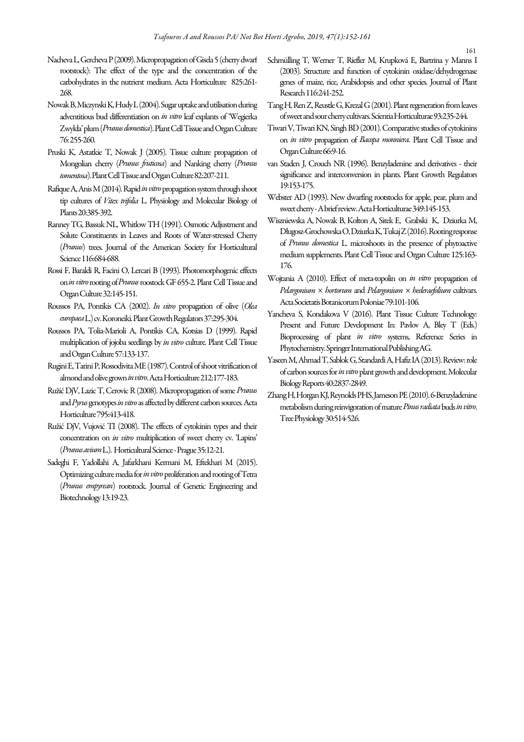Nacheva L, Gercheva P (2009). Micropropagation of Gisela 5 (cherry dwarf rootstock): The effect of the type and the concentration of the carbohydrates in the nutrient medium. Acta Horticulture 825:261-268.

Nowak B, Miczynski K, Hudy L (2004). Sugar uptake and utilisation during adventitious bud differentiation on *in vitro* leaf explants of 'Wegierka Zwykła' plum (*Prunus domestica*). Plant Cell Tissue and Organ Culture 76: 255-260.

Pruski K, Astatkie T, Nowak J (2005). Tissue culture propagation of Mongolian cherry (*Prunus fruticosa*) and Nanking cherry (*Prunus tomentosa*). Plant Cell Tissue and Organ Culture 82:207-211.

Rafique A, Anis M (2014). Rapid *in vitro* propagation system through shoot tip cultures of *Vitex trifolia* L. Physiology and Molecular Biology of Plants 20:385-392.

Ranney TG, Bassuk NL, Whitlow TH (1991). Osmotic Adjustment and Solute Constituents in Leaves and Roots of Water-stressed Cherry (*Prunus*) trees. Journal of the American Society for Horticultural Science 116:684-688.

Rossi F, Baraldi R, Facini O, Lercari B (1993). Photomorphogenic effects on *in vitro* rooting of *Prunus* rootstock GF 655-2. Plant Cell Tissue and Organ Culture 32:145-151.

Roussos PA, Pontikis CA (2002). *In vitro* propagation of olive (*Olea europaea* L.) cv. Koroneiki. Plant Growth Regulators 37:295-304.

Roussos PA, Tolia-Marioli A, Pontikis CA, Kotsias D (1999). Rapid multiplication of jojoba seedlings by *in vitro* culture. Plant Cell Tissue and Organ Culture 57:133-137.

Rugini E, Tarini P, Rossodivita ME (1987). Control of shoot vitrification of almond and olive grown *in vitro*. Acta Horticulture 212:177-183.

Ružić DjV, Lazic T, Cerovic R (2008). Micropropagation of some *Prunus* and *Pyrus* genotypes *in vitro* as affected by different carbon sources. Acta Horticulture 795:413-418.

Ružić DjV, Vujović TI (2008). The effects of cytokinin types and their concentration on *in vitro* multiplication of sweet cherry cv. 'Lapins' (*Prunus avium* L.). Horticultural Science - Prague 35:12-21.

Sadeghi F, Yadollahi A, Jafarkhani Kermani M, Eftekhari M (2015). Optimizing culture media for *in vitro* proliferation and rooting of Tetra (*Prunus empyrean*) rootstock. Journal of Genetic Engineering and Biotechnology 13:19-23.

Schmülling T, Werner T, Riefler M, Krupková E, Bartrina y Manns I (2003). Structure and function of cytokinin oxidase/dehydrogenase genes of maize, rice, Arabidopsis and other species. Journal of Plant Research 116:241-252.

Tang H, Ren Z, Reustle G, Krezal G (2001). Plant regeneration from leaves of sweet and sour cherry cultivars. Scientia Horticulturae 93:235-244.

Tiwari V, Tiwari KN, Singh BD (2001). Comparative studies of cytokinins on *in vitro* propagation of *Bacopa monniera*. Plant Cell Tissue and Organ Culture 66:9-16.

van Staden J, Crouch NR (1996). Benzyladenine and derivatives - their significance and interconversion in plants. Plant Growth Regulators 19:153-175.

Webster AD (1993). New dwarfing rootstocks for apple, pear, plum and sweet cherry - A brief review. Acta Horticulturae 349:145-153.

Wiszniewska A, Nowak B, Kolton A, Sitek E, Grabski K, Dziurka M, Długosz-Grochowska O, Dziurka K, Tukaj Z (2016). Rooting response of *Prunus domestica* L. microshoots in the presence of phytoactive medium supplements. Plant Cell Tissue and Organ Culture 125:163-176.

Wojtania A (2010). Effect of meta-topolin on *in vitro* propagation of *Pelargonium* × *hortorum* and *Pelargonium* × *hederaefolium* cultivars. Acta Societatis Botanicorum Poloniae 79:101-106.

Yancheva S, Kondakova V (2016). Plant Tissue Culture Technology: Present and Future Development In: Pavlov A, Bley T (Eds.) Bioprocessing of plant *in vitro* systems, Reference Series in Phytochemistry. Springer International Publishing AG.

Yaseen M, Ahmad T, Sablok G, Standardi A, Hafiz IA (2013). Review: role of carbon sources for *in vitro* plant growth and development. Molecular Biology Reports 40:2837-2849.

Zhang H, Horgan KJ, Reynolds PHS, Jameson PE (2010). 6-Benzyladenine metabolism during reinvigoration of mature *Pinus radiata* buds *in vitro*. Tree Physiology 30:514-526.